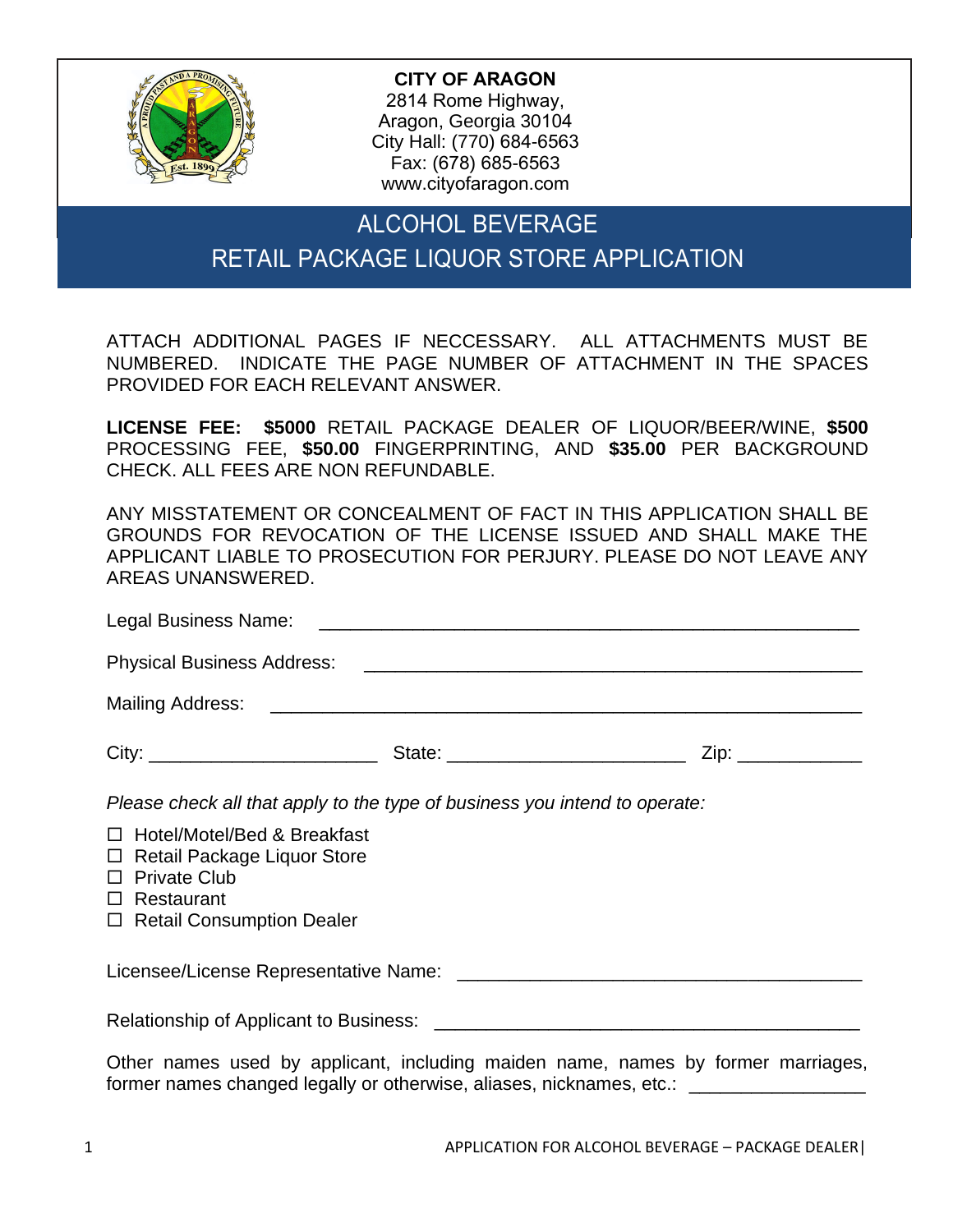**CITY OF ARAGON**
2814 Rome Highway,
Aragon, Georgia 30104
City Hall: (770) 684-6563
Fax: (678) 685-6563
www.cityofaragon.com

# ALCOHOL BEVERAGE
# RETAIL PACKAGE LIQUOR STORE APPLICATION

ATTACH ADDITIONAL PAGES IF NECCESSARY. ALL ATTACHMENTS MUST BE NUMBERED. INDICATE THE PAGE NUMBER OF ATTACHMENT IN THE SPACES PROVIDED FOR EACH RELEVANT ANSWER.

**LICENSE FEE: $5000** RETAIL PACKAGE DEALER OF LIQUOR/BEER/WINE, **$500** PROCESSING FEE, **$50.00** FINGERPRINTING, AND **$35.00** PER BACKGROUND CHECK. ALL FEES ARE NON REFUNDABLE.

ANY MISSTATEMENT OR CONCEALMENT OF FACT IN THIS APPLICATION SHALL BE GROUNDS FOR REVOCATION OF THE LICENSE ISSUED AND SHALL MAKE THE APPLICANT LIABLE TO PROSECUTION FOR PERJURY. PLEASE DO NOT LEAVE ANY AREAS UNANSWERED.

Legal Business Name: ______________________________________________________

Physical Business Address: ________________________________________________

Mailing Address: _________________________________________________________

City: ______________________ State: _______________________ Zip: ____________

*Please check all that apply to the type of business you intend to operate:*

☐ Hotel/Motel/Bed & Breakfast
☐ Retail Package Liquor Store
☐ Private Club
☐ Restaurant
☐ Retail Consumption Dealer

Licensee/License Representative Name: ________________________________________

Relationship of Applicant to Business: ________________________________________

Other names used by applicant, including maiden name, names by former marriages, former names changed legally or otherwise, aliases, nicknames, etc.: _________________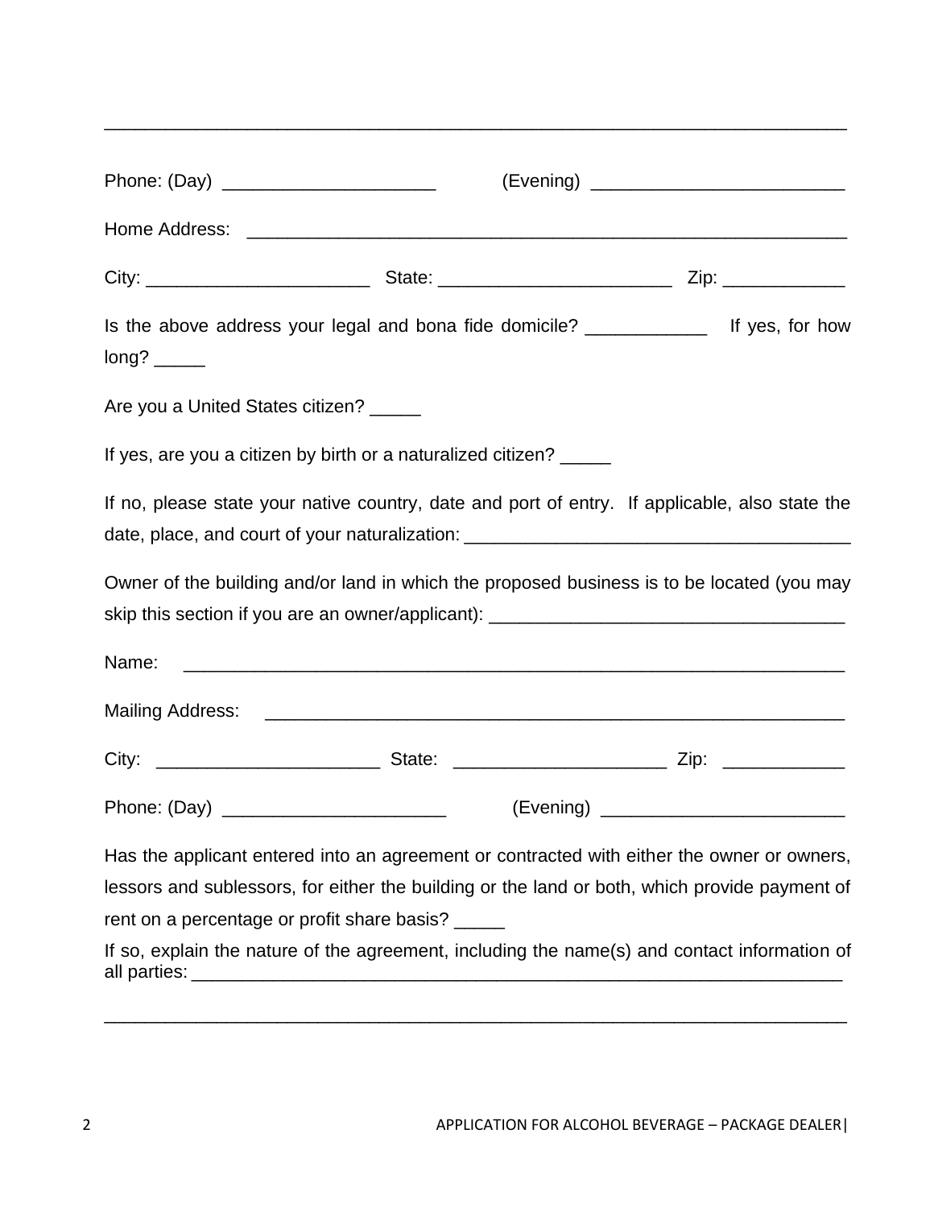\_\_\_\_\_\_\_\_\_\_\_\_\_\_\_\_\_\_\_\_\_\_\_\_\_\_\_\_\_\_\_\_\_\_\_\_\_\_\_\_\_\_\_\_\_\_\_\_\_\_\_\_\_\_\_\_\_\_\_\_\_\_\_\_\_\_\_\_\_\_

Phone: (Day) \_\_\_\_\_\_\_\_\_\_\_\_\_\_\_\_\_\_\_\_\_ (Evening) \_\_\_\_\_\_\_\_\_\_\_\_\_\_\_\_\_\_\_\_\_\_\_\_\_

Home Address: \_\_\_\_\_\_\_\_\_\_\_\_\_\_\_\_\_\_\_\_\_\_\_\_\_\_\_\_\_\_\_\_\_\_\_\_\_\_\_\_\_\_\_\_\_\_\_\_\_\_\_\_\_\_\_\_\_\_\_\_

City: \_\_\_\_\_\_\_\_\_\_\_\_\_\_\_\_\_\_\_\_\_\_ State: \_\_\_\_\_\_\_\_\_\_\_\_\_\_\_\_\_\_\_\_\_\_\_ Zip: \_\_\_\_\_\_\_\_\_\_\_\_

Is the above address your legal and bona fide domicile? \_\_\_\_\_\_\_\_\_\_\_\_ If yes, for how long? \_\_\_\_\_

Are you a United States citizen? \_\_\_\_\_

If yes, are you a citizen by birth or a naturalized citizen? \_\_\_\_\_

If no, please state your native country, date and port of entry. If applicable, also state the date, place, and court of your naturalization: \_\_\_\_\_\_\_\_\_\_\_\_\_\_\_\_\_\_\_\_\_\_\_\_\_\_\_\_\_\_\_\_\_\_\_\_\_\_

Owner of the building and/or land in which the proposed business is to be located (you may skip this section if you are an owner/applicant): \_\_\_\_\_\_\_\_\_\_\_\_\_\_\_\_\_\_\_\_\_\_\_\_\_\_\_\_\_\_\_\_\_\_\_

Name: \_\_\_\_\_\_\_\_\_\_\_\_\_\_\_\_\_\_\_\_\_\_\_\_\_\_\_\_\_\_\_\_\_\_\_\_\_\_\_\_\_\_\_\_\_\_\_\_\_\_\_\_\_\_\_\_\_\_\_\_\_\_\_

Mailing Address: \_\_\_\_\_\_\_\_\_\_\_\_\_\_\_\_\_\_\_\_\_\_\_\_\_\_\_\_\_\_\_\_\_\_\_\_\_\_\_\_\_\_\_\_\_\_\_\_\_\_\_\_\_\_\_\_\_\_

City: \_\_\_\_\_\_\_\_\_\_\_\_\_\_\_\_\_\_\_\_\_\_ State: \_\_\_\_\_\_\_\_\_\_\_\_\_\_\_\_\_\_\_\_\_ Zip: \_\_\_\_\_\_\_\_\_\_\_\_

Phone: (Day) \_\_\_\_\_\_\_\_\_\_\_\_\_\_\_\_\_\_\_\_\_\_ (Evening) \_\_\_\_\_\_\_\_\_\_\_\_\_\_\_\_\_\_\_\_\_\_\_\_

Has the applicant entered into an agreement or contracted with either the owner or owners, lessors and sublessors, for either the building or the land or both, which provide payment of rent on a percentage or profit share basis? \_\_\_\_\_

If so, explain the nature of the agreement, including the name(s) and contact information of all parties: \_\_\_\_\_\_\_\_\_\_\_\_\_\_\_\_\_\_\_\_\_\_\_\_\_\_\_\_\_\_\_\_\_\_\_\_\_\_\_\_\_\_\_\_\_\_\_\_\_\_\_\_\_\_\_\_\_\_\_\_\_\_

\_\_\_\_\_\_\_\_\_\_\_\_\_\_\_\_\_\_\_\_\_\_\_\_\_\_\_\_\_\_\_\_\_\_\_\_\_\_\_\_\_\_\_\_\_\_\_\_\_\_\_\_\_\_\_\_\_\_\_\_\_\_\_\_\_\_\_\_\_\_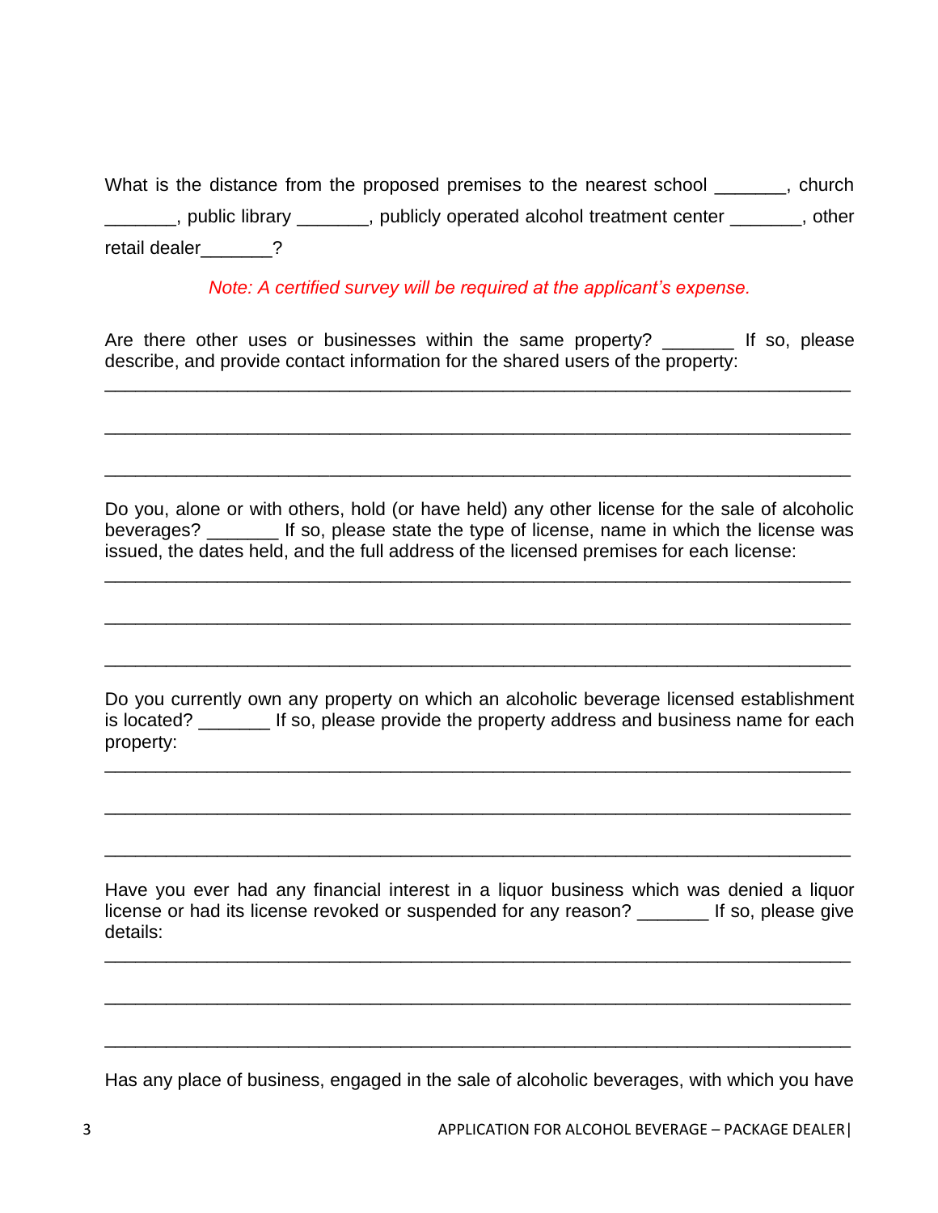What is the distance from the proposed premises to the nearest school _______, church _______, public library _______, publicly operated alcohol treatment center _______, other retail dealer_______?

*Note: A certified survey will be required at the applicant's expense.*

Are there other uses or businesses within the same property? _______ If so, please describe, and provide contact information for the shared users of the property:

_______________________________________________________________________

_______________________________________________________________________

_______________________________________________________________________

Do you, alone or with others, hold (or have held) any other license for the sale of alcoholic beverages? _______ If so, please state the type of license, name in which the license was issued, the dates held, and the full address of the licensed premises for each license:

_______________________________________________________________________

_______________________________________________________________________

_______________________________________________________________________

Do you currently own any property on which an alcoholic beverage licensed establishment is located? _______ If so, please provide the property address and business name for each property:

_______________________________________________________________________

_______________________________________________________________________

_______________________________________________________________________

Have you ever had any financial interest in a liquor business which was denied a liquor license or had its license revoked or suspended for any reason? _______ If so, please give details:

_______________________________________________________________________

_______________________________________________________________________

_______________________________________________________________________

Has any place of business, engaged in the sale of alcoholic beverages, with which you have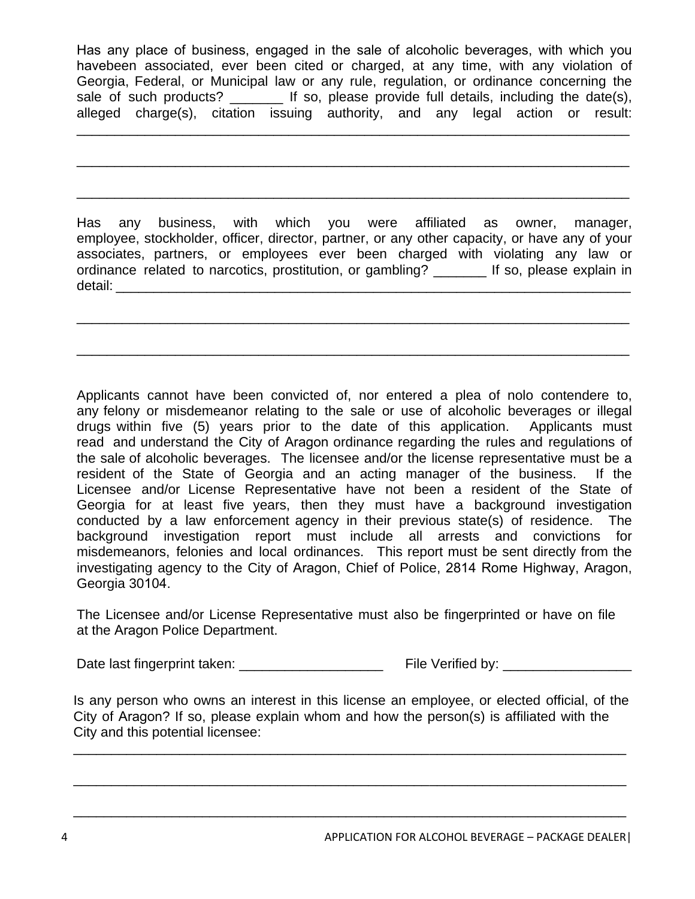Has any place of business, engaged in the sale of alcoholic beverages, with which you havebeen associated, ever been cited or charged, at any time, with any violation of Georgia, Federal, or Municipal law or any rule, regulation, or ordinance concerning the sale of such products? _______ If so, please provide full details, including the date(s), alleged charge(s), citation issuing authority, and any legal action or result: ___________________________________________________________________________

___________________________________________________________________________

___________________________________________________________________________

Has any business, with which you were affiliated as owner, manager, employee, stockholder, officer, director, partner, or any other capacity, or have any of your associates, partners, or employees ever been charged with violating any law or ordinance related to narcotics, prostitution, or gambling? _______ If so, please explain in detail: ___________________________________________________________________

___________________________________________________________________________

___________________________________________________________________________

Applicants cannot have been convicted of, nor entered a plea of nolo contendere to, any felony or misdemeanor relating to the sale or use of alcoholic beverages or illegal drugs within five (5) years prior to the date of this application. Applicants must read and understand the City of Aragon ordinance regarding the rules and regulations of the sale of alcoholic beverages. The licensee and/or the license representative must be a resident of the State of Georgia and an acting manager of the business. If the Licensee and/or License Representative have not been a resident of the State of Georgia for at least five years, then they must have a background investigation conducted by a law enforcement agency in their previous state(s) of residence. The background investigation report must include all arrests and convictions for misdemeanors, felonies and local ordinances. This report must be sent directly from the investigating agency to the City of Aragon, Chief of Police, 2814 Rome Highway, Aragon, Georgia 30104.

The Licensee and/or License Representative must also be fingerprinted or have on file at the Aragon Police Department.

Date last fingerprint taken: ___________________ File Verified by: _________________

Is any person who owns an interest in this license an employee, or elected official, of the City of Aragon? If so, please explain whom and how the person(s) is affiliated with the City and this potential licensee:

___________________________________________________________________________

___________________________________________________________________________

___________________________________________________________________________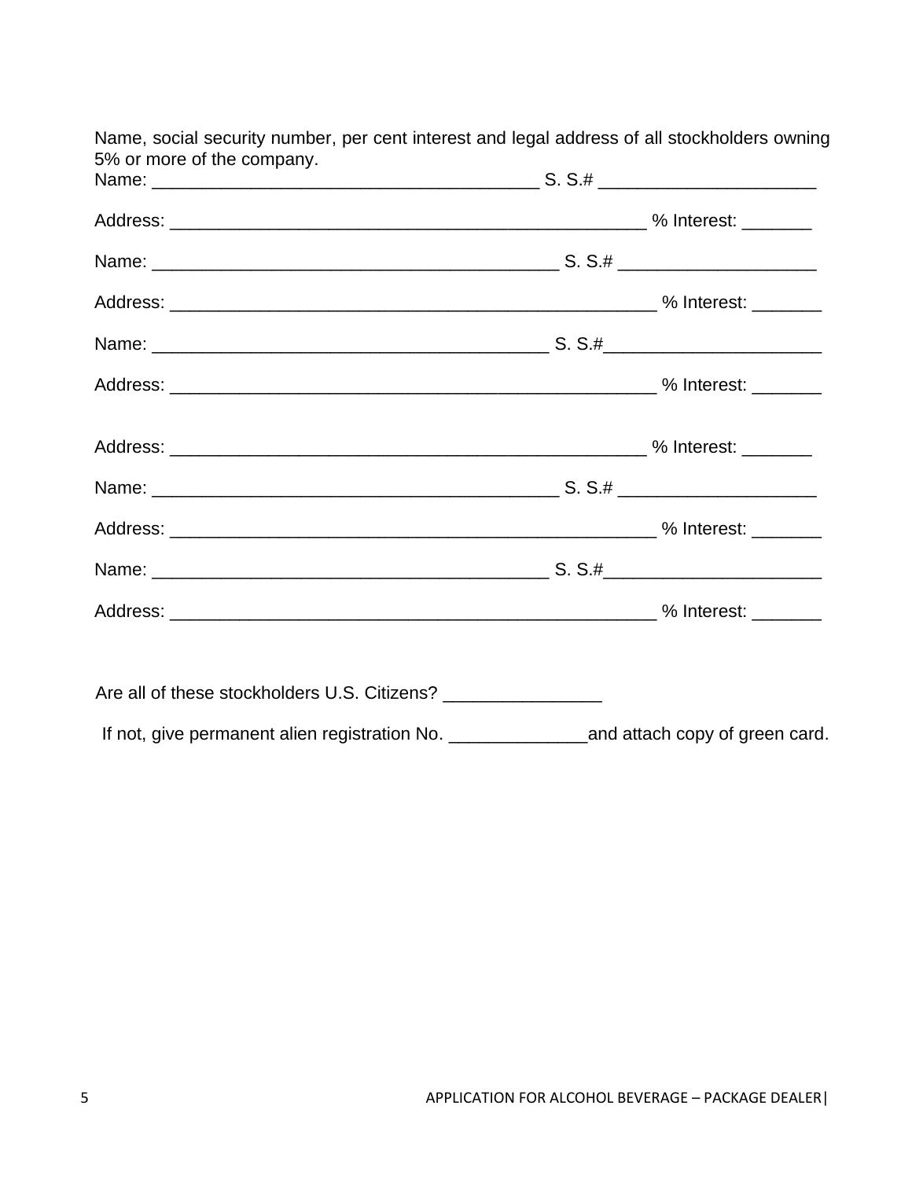Name, social security number, per cent interest and legal address of all stockholders owning 5% or more of the company.

Name: _______________________________________ S. S.# _____________________

Address: ________________________________________________ % Interest: _______

Name: ________________________________________ S. S.# ____________________

Address: _________________________________________________ % Interest: _______

Name: ________________________________________ S. S.#_____________________

Address: _________________________________________________ % Interest: _______

Address: ________________________________________________ % Interest: _______

Name: ________________________________________ S. S.# ____________________

Address: _________________________________________________ % Interest: _______

Name: ________________________________________ S. S.#_____________________

Address: _________________________________________________ % Interest: _______

Are all of these stockholders U.S. Citizens? _______________

If not, give permanent alien registration No. _____________and attach copy of green card.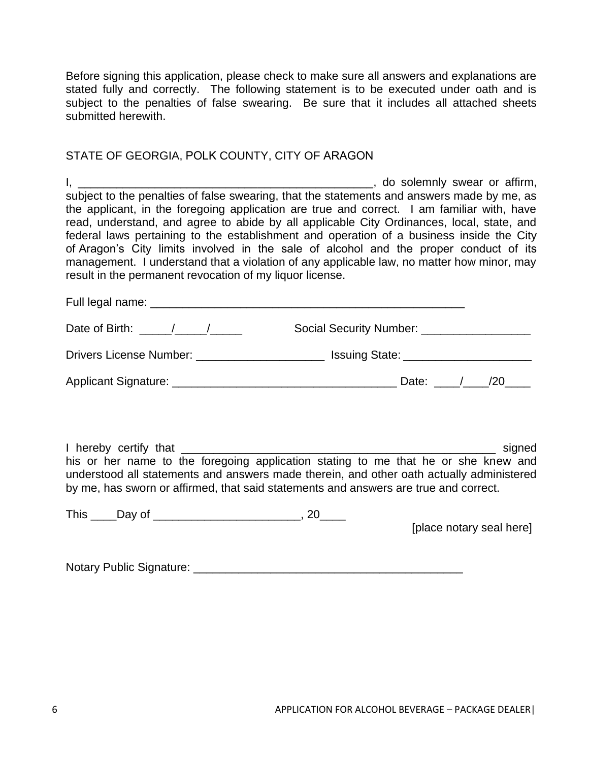Before signing this application, please check to make sure all answers and explanations are stated fully and correctly. The following statement is to be executed under oath and is subject to the penalties of false swearing. Be sure that it includes all attached sheets submitted herewith.

STATE OF GEORGIA, POLK COUNTY, CITY OF ARAGON

I, _______________________________________________, do solemnly swear or affirm, subject to the penalties of false swearing, that the statements and answers made by me, as the applicant, in the foregoing application are true and correct. I am familiar with, have read, understand, and agree to abide by all applicable City Ordinances, local, state, and federal laws pertaining to the establishment and operation of a business inside the City of Aragon's City limits involved in the sale of alcohol and the proper conduct of its management. I understand that a violation of any applicable law, no matter how minor, may result in the permanent revocation of my liquor license.

Full legal name: ____________________________________________________

Date of Birth: _____/_____/_____ Social Security Number: _________________

Drivers License Number: ____________________ Issuing State: ____________________

Applicant Signature: __________________________________ Date: ____/____/20____

I hereby certify that __________________________________________________ signed his or her name to the foregoing application stating to me that he or she knew and understood all statements and answers made therein, and other oath actually administered by me, has sworn or affirmed, that said statements and answers are true and correct.

This ____Day of ______________________, 20____

[place notary seal here]

Notary Public Signature: ________________________________________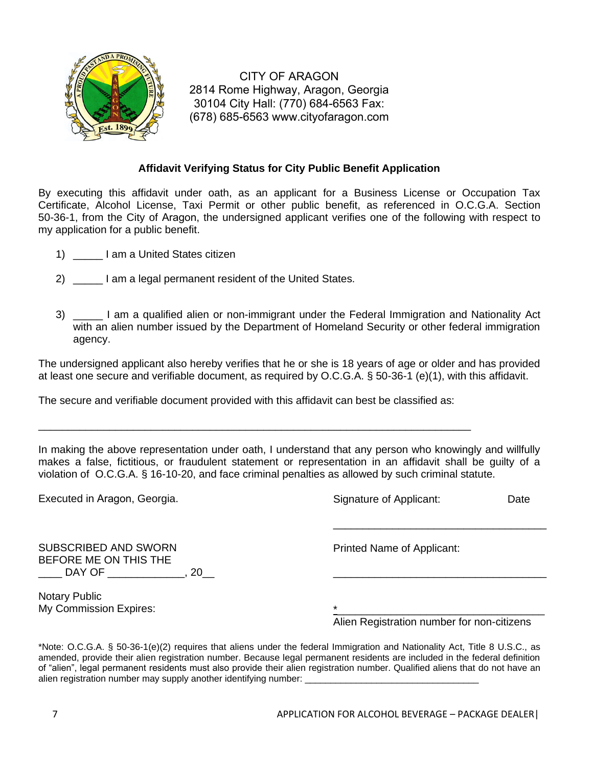CITY OF ARAGON
2814 Rome Highway, Aragon, Georgia
30104 City Hall: (770) 684-6563 Fax:
(678) 685-6563 www.cityofaragon.com

## Affidavit Verifying Status for City Public Benefit Application

By executing this affidavit under oath, as an applicant for a Business License or Occupation Tax Certificate, Alcohol License, Taxi Permit or other public benefit, as referenced in O.C.G.A. Section 50-36-1, from the City of Aragon, the undersigned applicant verifies one of the following with respect to my application for a public benefit.

1) _____ I am a United States citizen

2) _____ I am a legal permanent resident of the United States.

3) _____ I am a qualified alien or non-immigrant under the Federal Immigration and Nationality Act with an alien number issued by the Department of Homeland Security or other federal immigration agency.

The undersigned applicant also hereby verifies that he or she is 18 years of age or older and has provided at least one secure and verifiable document, as required by O.C.G.A. § 50-36-1 (e)(1), with this affidavit.

The secure and verifiable document provided with this affidavit can best be classified as:

_____________________________________________________________________________

In making the above representation under oath, I understand that any person who knowingly and willfully makes a false, fictitious, or fraudulent statement or representation in an affidavit shall be guilty of a violation of O.C.G.A. § 16-10-20, and face criminal penalties as allowed by such criminal statute.

Executed in Aragon, Georgia.

Signature of Applicant: Date

_____________________________________

SUBSCRIBED AND SWORN
BEFORE ME ON THIS THE
____ DAY OF _____________, 20__

Printed Name of Applicant:

_____________________________________

Notary Public
My Commission Expires:

*_____________________________________
Alien Registration number for non-citizens

*Note: O.C.G.A. § 50-36-1(e)(2) requires that aliens under the federal Immigration and Nationality Act, Title 8 U.S.C., as amended, provide their alien registration number. Because legal permanent residents are included in the federal definition of "alien", legal permanent residents must also provide their alien registration number. Qualified aliens that do not have an alien registration number may supply another identifying number: _________________________________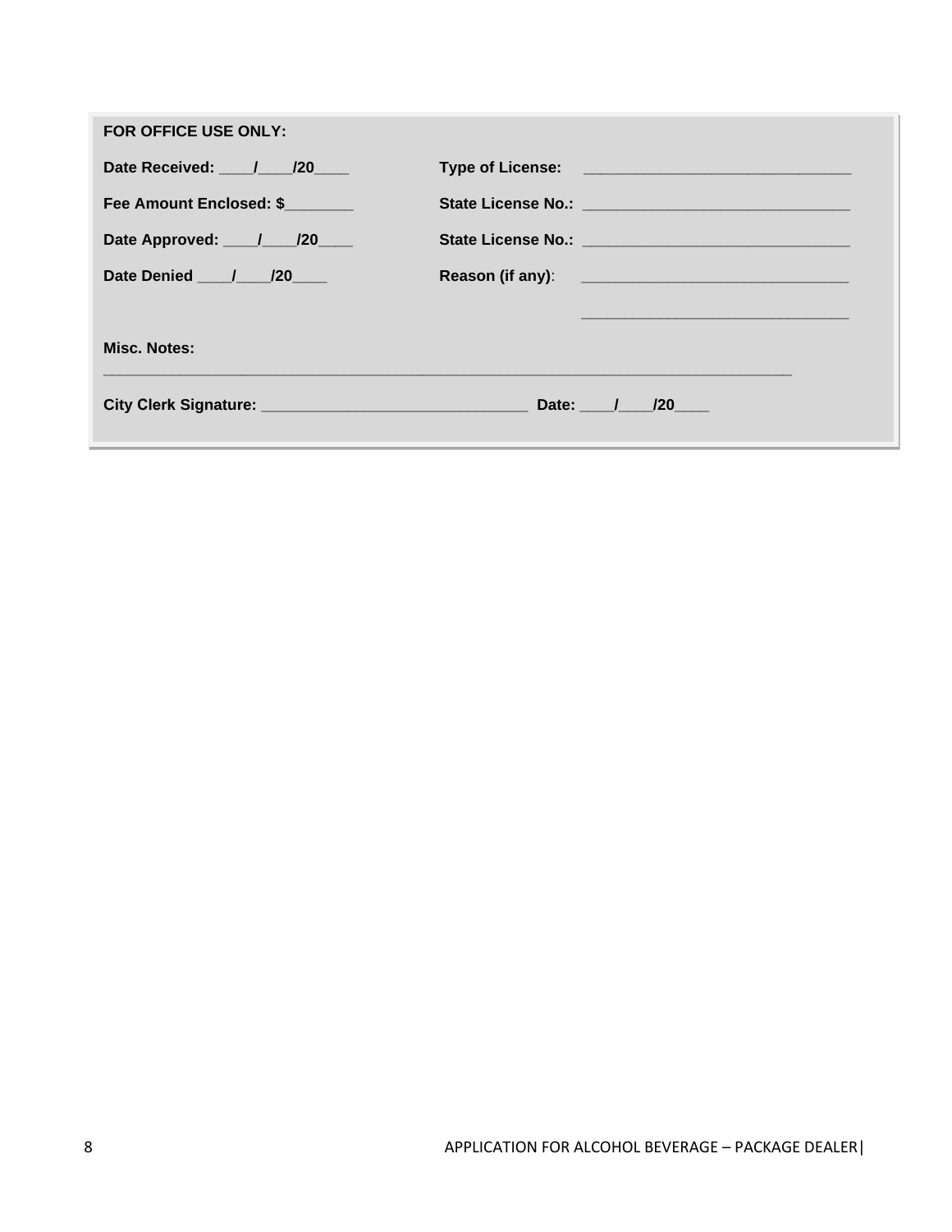**FOR OFFICE USE ONLY:**

**Date Received:** \_\_\_\_/\_\_\_\_/20\_\_\_\_

**Type of License:** \_\_\_\_\_\_\_\_\_\_\_\_\_\_\_\_\_\_\_\_\_\_\_\_\_\_\_\_\_\_

**Fee Amount Enclosed: $**\_\_\_\_\_\_\_\_

**State License No.:** \_\_\_\_\_\_\_\_\_\_\_\_\_\_\_\_\_\_\_\_\_\_\_\_\_\_\_\_\_\_

**Date Approved:** \_\_\_\_/\_\_\_\_/20\_\_\_\_

**State License No.:** \_\_\_\_\_\_\_\_\_\_\_\_\_\_\_\_\_\_\_\_\_\_\_\_\_\_\_\_\_\_

**Date Denied** \_\_\_\_/\_\_\_\_/20\_\_\_\_

**Reason (if any):** \_\_\_\_\_\_\_\_\_\_\_\_\_\_\_\_\_\_\_\_\_\_\_\_\_\_\_\_\_\_

\_\_\_\_\_\_\_\_\_\_\_\_\_\_\_\_\_\_\_\_\_\_\_\_\_\_\_\_\_\_

**Misc. Notes:**

\_\_\_\_\_\_\_\_\_\_\_\_\_\_\_\_\_\_\_\_\_\_\_\_\_\_\_\_\_\_\_\_\_\_\_\_\_\_\_\_\_\_\_\_\_\_\_\_\_\_\_\_\_\_\_\_\_\_\_\_\_\_\_\_\_\_\_\_\_\_\_\_\_\_\_\_\_\_

**City Clerk Signature:** \_\_\_\_\_\_\_\_\_\_\_\_\_\_\_\_\_\_\_\_\_\_\_\_\_\_\_\_\_\_ **Date:** \_\_\_\_/\_\_\_\_/20\_\_\_\_